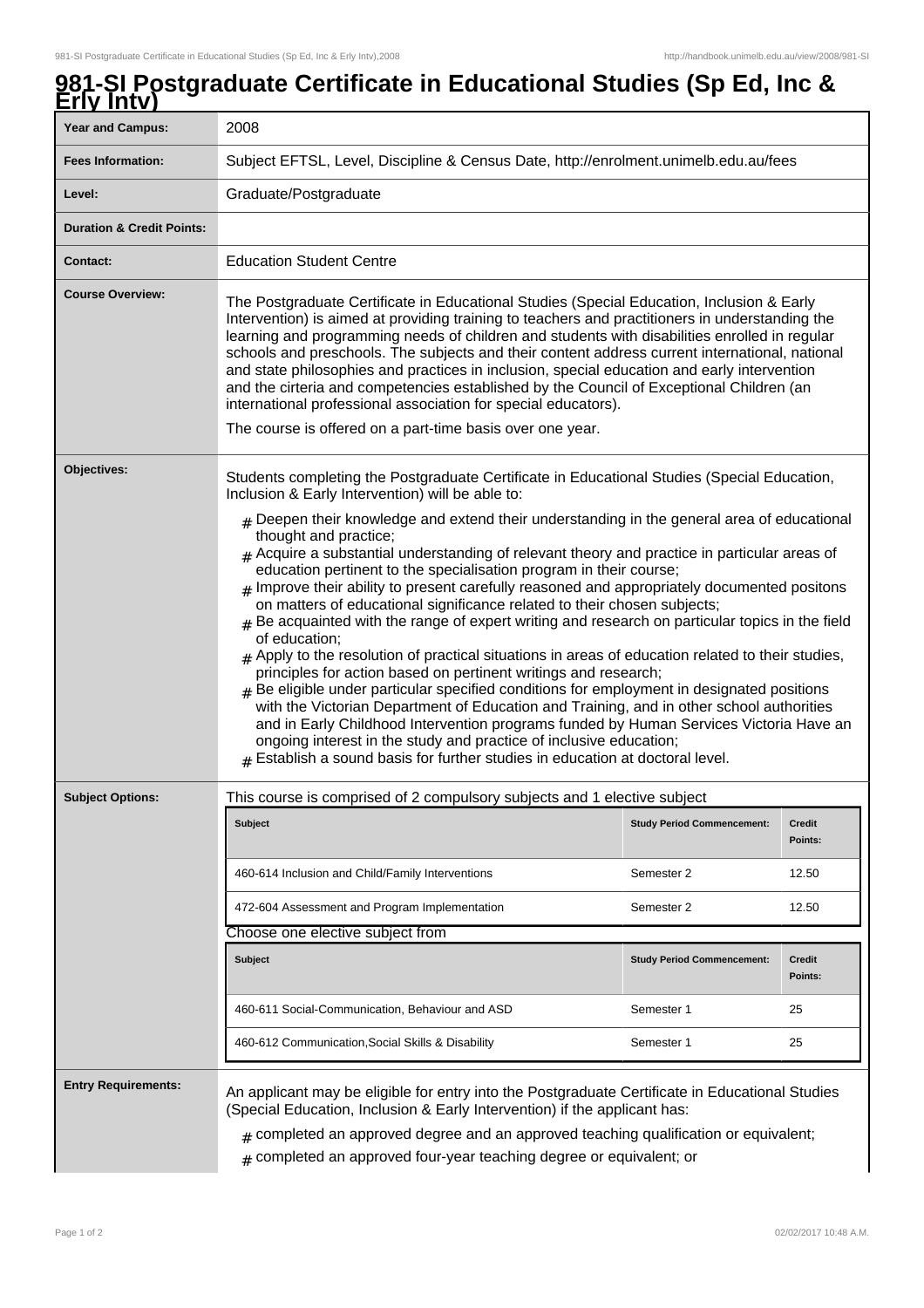# 981-SI Postgraduate Certificate in Educational Studies (Sp Ed, Inc & Erly Intv)

| | |
|---|---|
| **Year and Campus:** | 2008 |
| **Fees Information:** | Subject EFTSL, Level, Discipline & Census Date, http://enrolment.unimelb.edu.au/fees |
| **Level:** | Graduate/Postgraduate |
| **Duration & Credit Points:** | |
| **Contact:** | Education Student Centre |

**Course Overview:**

The Postgraduate Certificate in Educational Studies (Special Education, Inclusion & Early Intervention) is aimed at providing training to teachers and practitioners in understanding the learning and programming needs of children and students with disabilities enrolled in regular schools and preschools. The subjects and their content address current international, national and state philosophies and practices in inclusion, special education and early intervention and the cirteria and competencies established by the Council of Exceptional Children (an international professional association for special educators).

The course is offered on a part-time basis over one year.

**Objectives:**

Students completing the Postgraduate Certificate in Educational Studies (Special Education, Inclusion & Early Intervention) will be able to:

- Deepen their knowledge and extend their understanding in the general area of educational thought and practice;
- Acquire a substantial understanding of relevant theory and practice in particular areas of education pertinent to the specialisation program in their course;
- Improve their ability to present carefully reasoned and appropriately documented positons on matters of educational significance related to their chosen subjects;
- Be acquainted with the range of expert writing and research on particular topics in the field of education;
- Apply to the resolution of practical situations in areas of education related to their studies, principles for action based on pertinent writings and research;
- Be eligible under particular specified conditions for employment in designated positions with the Victorian Department of Education and Training, and in other school authorities and in Early Childhood Intervention programs funded by Human Services Victoria Have an ongoing interest in the study and practice of inclusive education;
- Establish a sound basis for further studies in education at doctoral level.

**Subject Options:**

This course is comprised of 2 compulsory subjects and 1 elective subject

| Subject | Study Period Commencement: | Credit Points: |
|---|---|---|
| 460-614 Inclusion and Child/Family Interventions | Semester 2 | 12.50 |
| 472-604 Assessment and Program Implementation | Semester 2 | 12.50 |

Choose one elective subject from

| Subject | Study Period Commencement: | Credit Points: |
|---|---|---|
| 460-611 Social-Communication, Behaviour and ASD | Semester 1 | 25 |
| 460-612 Communication,Social Skills & Disability | Semester 1 | 25 |

**Entry Requirements:**

An applicant may be eligible for entry into the Postgraduate Certificate in Educational Studies (Special Education, Inclusion & Early Intervention) if the applicant has:

- completed an approved degree and an approved teaching qualification or equivalent;
- completed an approved four-year teaching degree or equivalent; or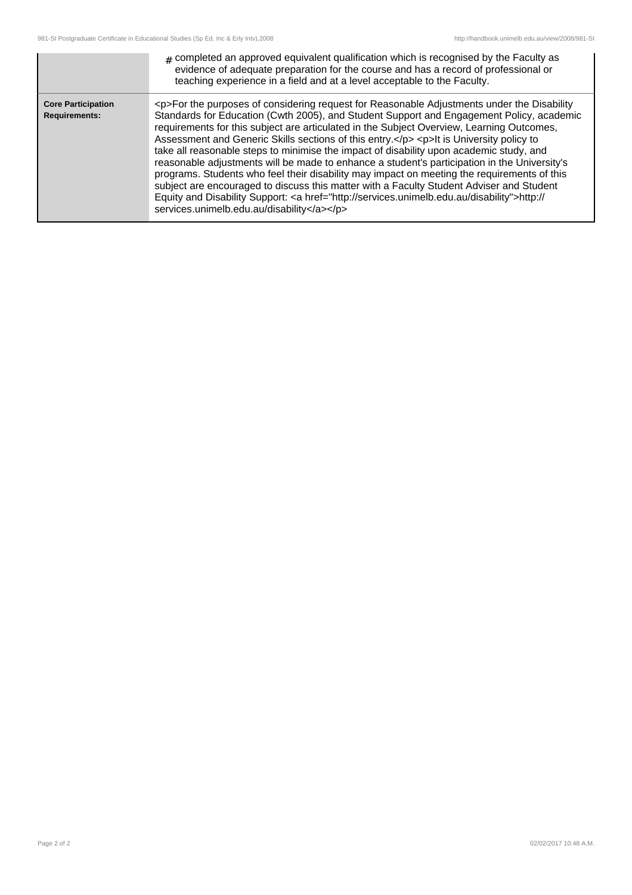| | |
|---|---|
| | # completed an approved equivalent qualification which is recognised by the Faculty as evidence of adequate preparation for the course and has a record of professional or teaching experience in a field and at a level acceptable to the Faculty. |
| **Core Participation Requirements:** | <p>For the purposes of considering request for Reasonable Adjustments under the Disability Standards for Education (Cwth 2005), and Student Support and Engagement Policy, academic requirements for this subject are articulated in the Subject Overview, Learning Outcomes, Assessment and Generic Skills sections of this entry.</p> <p>It is University policy to take all reasonable steps to minimise the impact of disability upon academic study, and reasonable adjustments will be made to enhance a student's participation in the University's programs. Students who feel their disability may impact on meeting the requirements of this subject are encouraged to discuss this matter with a Faculty Student Adviser and Student Equity and Disability Support: <a href="http://services.unimelb.edu.au/disability">http://services.unimelb.edu.au/disability</a></p> |